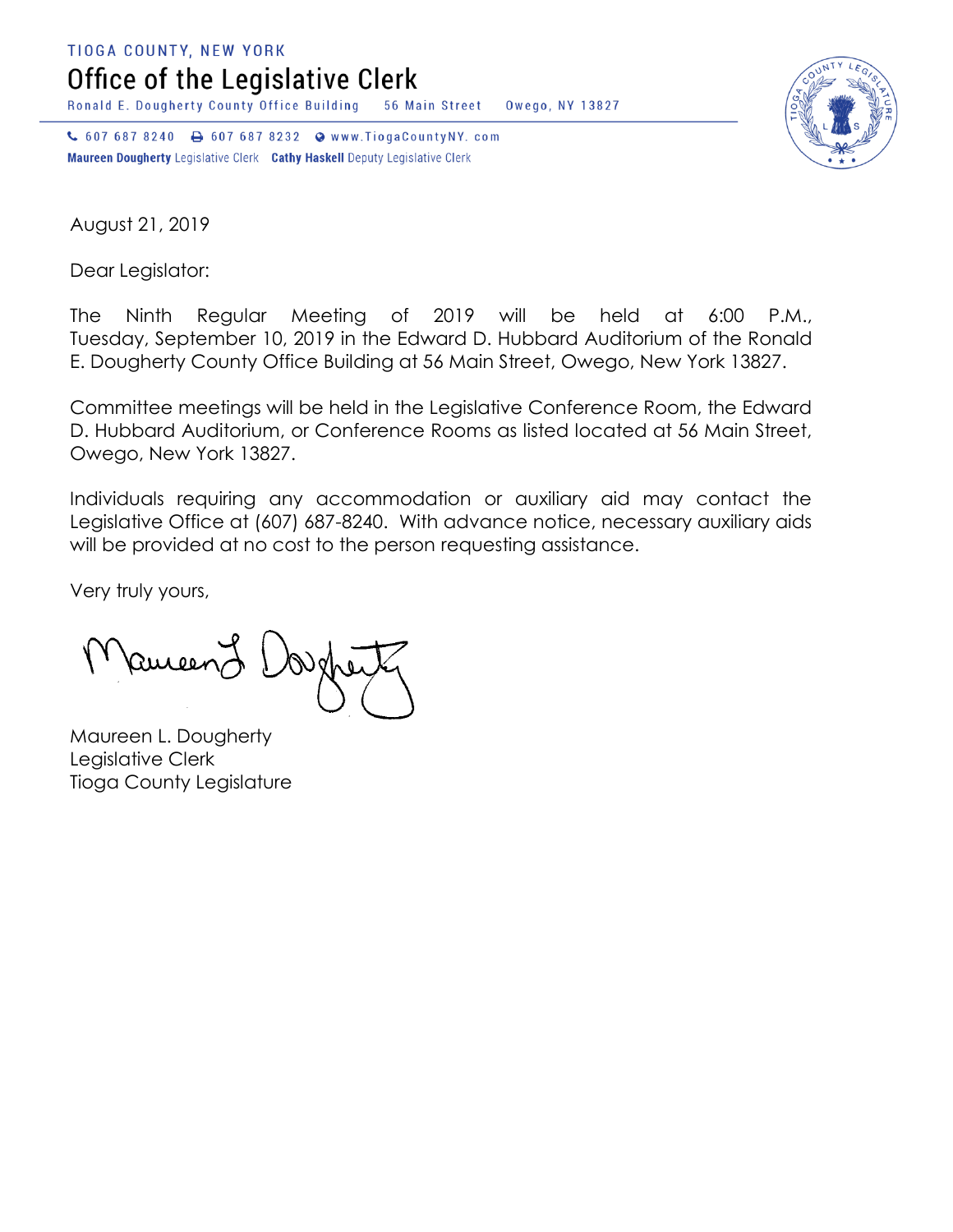TIOGA COUNTY, NEW YORK

# Office of the Legislative Clerk

Ronald E. Dougherty County Office Building 56 Main Street Owego, NY 13827

607 687 8240 607 687 8232 www.TiogaCountyNY. com

**Maureen Dougherty** Legislative Clerk **Cathy Haskell** Deputy Legislative Clerk

August 21, 2019

Dear Legislator:

The Ninth Regular Meeting of 2019 will be held at 6:00 P.M., Tuesday, September 10, 2019 in the Edward D. Hubbard Auditorium of the Ronald E. Dougherty County Office Building at 56 Main Street, Owego, New York 13827.

Committee meetings will be held in the Legislative Conference Room, the Edward D. Hubbard Auditorium, or Conference Rooms as listed located at 56 Main Street, Owego, New York 13827.

Individuals requiring any accommodation or auxiliary aid may contact the Legislative Office at (607) 687-8240. With advance notice, necessary auxiliary aids will be provided at no cost to the person requesting assistance.

Very truly yours,

Maureen L. Dougherty
Legislative Clerk
Tioga County Legislature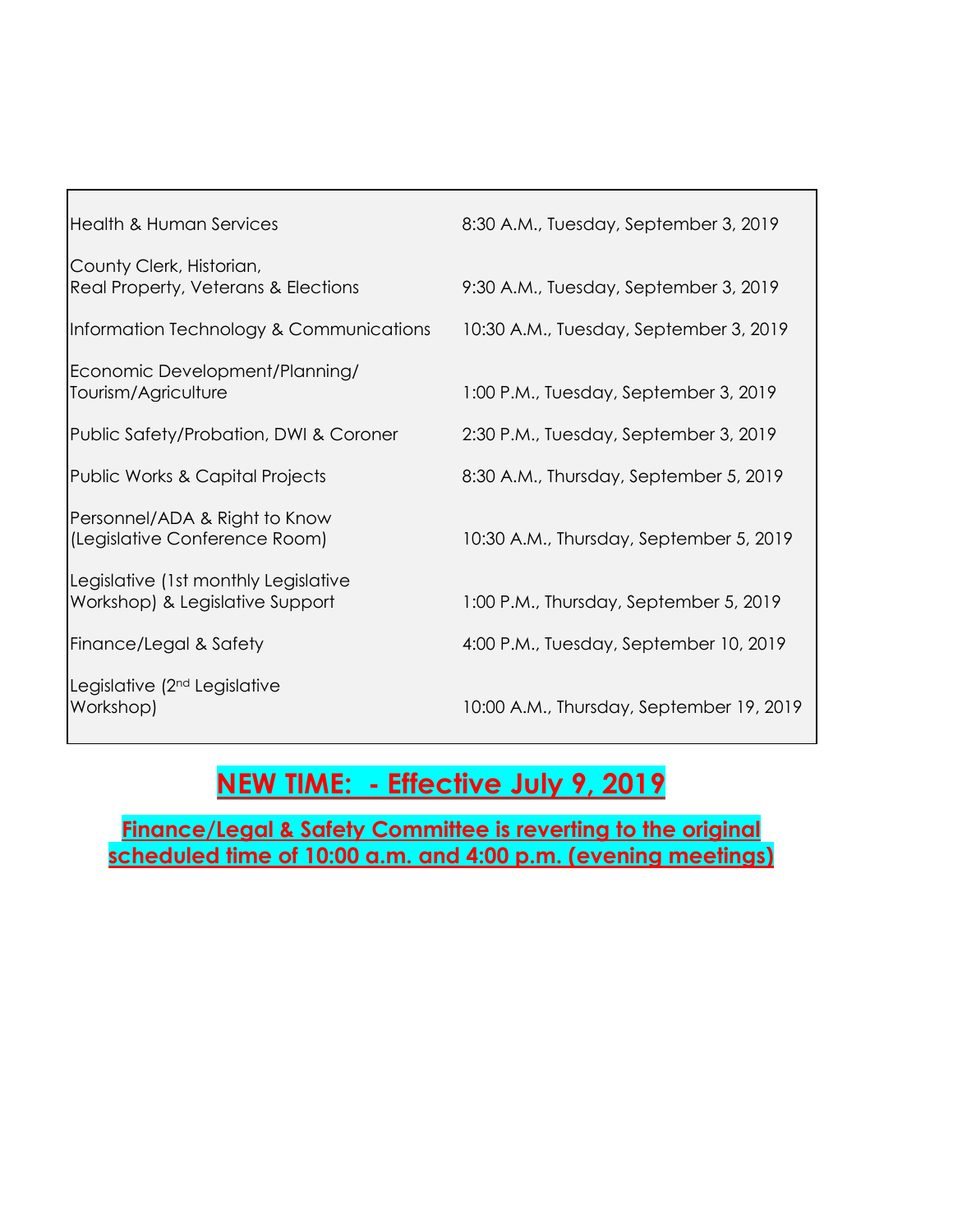| | |
|---|---|
| Health & Human Services | 8:30 A.M., Tuesday, September 3, 2019 |
| County Clerk, Historian, Real Property, Veterans & Elections | 9:30 A.M., Tuesday, September 3, 2019 |
| Information Technology & Communications | 10:30 A.M., Tuesday, September 3, 2019 |
| Economic Development/Planning/ Tourism/Agriculture | 1:00 P.M., Tuesday, September 3, 2019 |
| Public Safety/Probation, DWI & Coroner | 2:30 P.M., Tuesday, September 3, 2019 |
| Public Works & Capital Projects | 8:30 A.M., Thursday, September 5, 2019 |
| Personnel/ADA & Right to Know (Legislative Conference Room) | 10:30 A.M., Thursday, September 5, 2019 |
| Legislative (1st monthly Legislative Workshop) & Legislative Support | 1:00 P.M., Thursday, September 5, 2019 |
| Finance/Legal & Safety | 4:00 P.M., Tuesday, September 10, 2019 |
| Legislative (2nd Legislative Workshop) | 10:00 A.M., Thursday, September 19, 2019 |

# **NEW TIME: - Effective July 9, 2019**

**Finance/Legal & Safety Committee is reverting to the original scheduled time of 10:00 a.m. and 4:00 p.m. (evening meetings)**